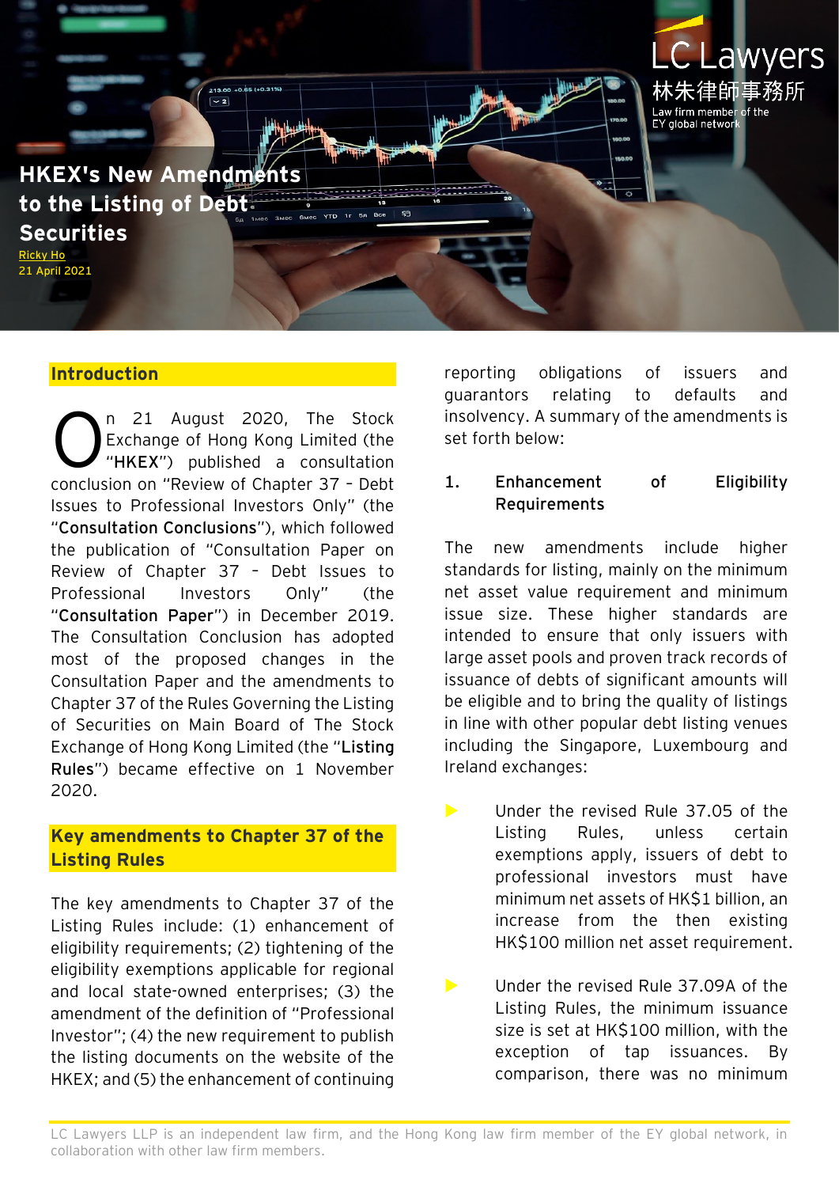# HKEX's New Amendments to the Listing of Debt Securities

Ricky Ho
21 April 2021

## Introduction

On 21 August 2020, The Stock Exchange of Hong Kong Limited (the "**HKEX**") published a consultation conclusion on "Review of Chapter 37 – Debt Issues to Professional Investors Only" (the "**Consultation Conclusions**"), which followed the publication of "Consultation Paper on Review of Chapter 37 – Debt Issues to Professional Investors Only" (the "**Consultation Paper**") in December 2019. The Consultation Conclusion has adopted most of the proposed changes in the Consultation Paper and the amendments to Chapter 37 of the Rules Governing the Listing of Securities on Main Board of The Stock Exchange of Hong Kong Limited (the "**Listing Rules**") became effective on 1 November 2020.

## Key amendments to Chapter 37 of the Listing Rules

The key amendments to Chapter 37 of the Listing Rules include: (1) enhancement of eligibility requirements; (2) tightening of the eligibility exemptions applicable for regional and local state-owned enterprises; (3) the amendment of the definition of "Professional Investor"; (4) the new requirement to publish the listing documents on the website of the HKEX; and (5) the enhancement of continuing reporting obligations of issuers and guarantors relating to defaults and insolvency. A summary of the amendments is set forth below:

### 1. Enhancement of Eligibility Requirements

The new amendments include higher standards for listing, mainly on the minimum net asset value requirement and minimum issue size. These higher standards are intended to ensure that only issuers with large asset pools and proven track records of issuance of debts of significant amounts will be eligible and to bring the quality of listings in line with other popular debt listing venues including the Singapore, Luxembourg and Ireland exchanges:

- Under the revised Rule 37.05 of the Listing Rules, unless certain exemptions apply, issuers of debt to professional investors must have minimum net assets of HK$1 billion, an increase from the then existing HK$100 million net asset requirement.

- Under the revised Rule 37.09A of the Listing Rules, the minimum issuance size is set at HK$100 million, with the exception of tap issuances. By comparison, there was no minimum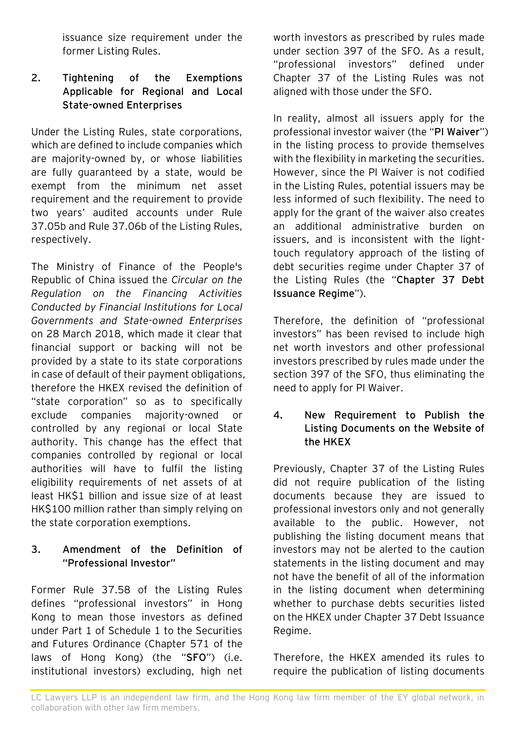issuance size requirement under the former Listing Rules.

## 2. Tightening of the Exemptions Applicable for Regional and Local State-owned Enterprises

Under the Listing Rules, state corporations, which are defined to include companies which are majority-owned by, or whose liabilities are fully guaranteed by a state, would be exempt from the minimum net asset requirement and the requirement to provide two years' audited accounts under Rule 37.05b and Rule 37.06b of the Listing Rules, respectively.

The Ministry of Finance of the People's Republic of China issued the *Circular on the Regulation on the Financing Activities Conducted by Financial Institutions for Local Governments and State-owned Enterprises* on 28 March 2018, which made it clear that financial support or backing will not be provided by a state to its state corporations in case of default of their payment obligations, therefore the HKEX revised the definition of "state corporation" so as to specifically exclude companies majority-owned or controlled by any regional or local State authority. This change has the effect that companies controlled by regional or local authorities will have to fulfil the listing eligibility requirements of net assets of at least HK$1 billion and issue size of at least HK$100 million rather than simply relying on the state corporation exemptions.

## 3. Amendment of the Definition of "Professional Investor"

Former Rule 37.58 of the Listing Rules defines "professional investors" in Hong Kong to mean those investors as defined under Part 1 of Schedule 1 to the Securities and Futures Ordinance (Chapter 571 of the laws of Hong Kong) (the "**SFO**") (i.e. institutional investors) excluding, high net worth investors as prescribed by rules made under section 397 of the SFO. As a result, "professional investors" defined under Chapter 37 of the Listing Rules was not aligned with those under the SFO.

In reality, almost all issuers apply for the professional investor waiver (the "**PI Waiver**") in the listing process to provide themselves with the flexibility in marketing the securities. However, since the PI Waiver is not codified in the Listing Rules, potential issuers may be less informed of such flexibility. The need to apply for the grant of the waiver also creates an additional administrative burden on issuers, and is inconsistent with the light-touch regulatory approach of the listing of debt securities regime under Chapter 37 of the Listing Rules (the "**Chapter 37 Debt Issuance Regime**").

Therefore, the definition of "professional investors" has been revised to include high net worth investors and other professional investors prescribed by rules made under the section 397 of the SFO, thus eliminating the need to apply for PI Waiver.

## 4. New Requirement to Publish the Listing Documents on the Website of the HKEX

Previously, Chapter 37 of the Listing Rules did not require publication of the listing documents because they are issued to professional investors only and not generally available to the public. However, not publishing the listing document means that investors may not be alerted to the caution statements in the listing document and may not have the benefit of all of the information in the listing document when determining whether to purchase debts securities listed on the HKEX under Chapter 37 Debt Issuance Regime.

Therefore, the HKEX amended its rules to require the publication of listing documents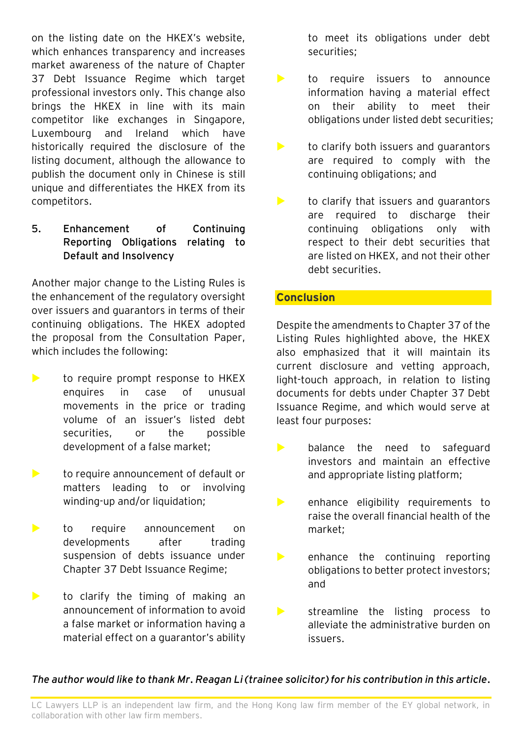on the listing date on the HKEX's website, which enhances transparency and increases market awareness of the nature of Chapter 37 Debt Issuance Regime which target professional investors only. This change also brings the HKEX in line with its main competitor like exchanges in Singapore, Luxembourg and Ireland which have historically required the disclosure of the listing document, although the allowance to publish the document only in Chinese is still unique and differentiates the HKEX from its competitors.

### 5. Enhancement of Continuing Reporting Obligations relating to Default and Insolvency

Another major change to the Listing Rules is the enhancement of the regulatory oversight over issuers and guarantors in terms of their continuing obligations. The HKEX adopted the proposal from the Consultation Paper, which includes the following:

- to require prompt response to HKEX enquires in case of unusual movements in the price or trading volume of an issuer's listed debt securities, or the possible development of a false market;
- to require announcement of default or matters leading to or involving winding-up and/or liquidation;
- to require announcement on developments after trading suspension of debts issuance under Chapter 37 Debt Issuance Regime;
- to clarify the timing of making an announcement of information to avoid a false market or information having a material effect on a guarantor's ability to meet its obligations under debt securities;
- to require issuers to announce information having a material effect on their ability to meet their obligations under listed debt securities;
- to clarify both issuers and guarantors are required to comply with the continuing obligations; and
- to clarify that issuers and guarantors are required to discharge their continuing obligations only with respect to their debt securities that are listed on HKEX, and not their other debt securities.

## Conclusion

Despite the amendments to Chapter 37 of the Listing Rules highlighted above, the HKEX also emphasized that it will maintain its current disclosure and vetting approach, light-touch approach, in relation to listing documents for debts under Chapter 37 Debt Issuance Regime, and which would serve at least four purposes:

- balance the need to safeguard investors and maintain an effective and appropriate listing platform;
- enhance eligibility requirements to raise the overall financial health of the market;
- enhance the continuing reporting obligations to better protect investors; and
- streamline the listing process to alleviate the administrative burden on issuers.

***The author would like to thank Mr. Reagan Li (trainee solicitor) for his contribution in this article.***

LC Lawyers LLP is an independent law firm, and the Hong Kong law firm member of the EY global network, in collaboration with other law firm members.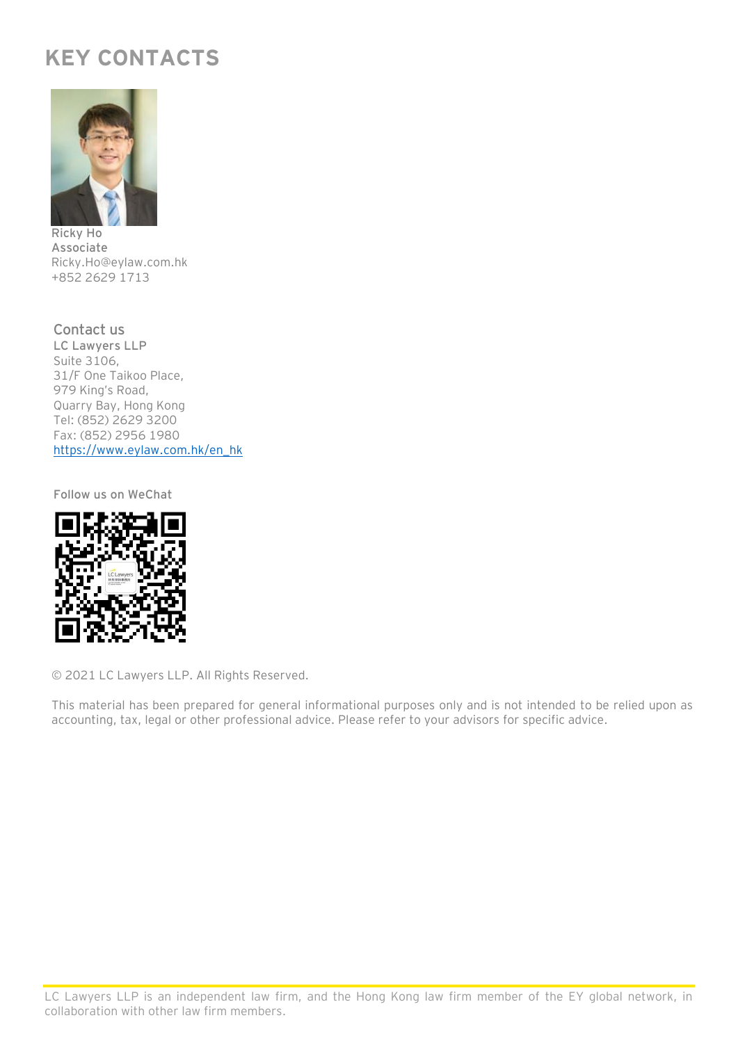# KEY CONTACTS

Ricky Ho
Associate
Ricky.Ho@eylaw.com.hk
+852 2629 1713

Contact us
LC Lawyers LLP
Suite 3106,
31/F One Taikoo Place,
979 King's Road,
Quarry Bay, Hong Kong
Tel: (852) 2629 3200
Fax: (852) 2956 1980
https://www.eylaw.com.hk/en_hk

Follow us on WeChat

© 2021 LC Lawyers LLP. All Rights Reserved.

This material has been prepared for general informational purposes only and is not intended to be relied upon as accounting, tax, legal or other professional advice. Please refer to your advisors for specific advice.

LC Lawyers LLP is an independent law firm, and the Hong Kong law firm member of the EY global network, in collaboration with other law firm members.